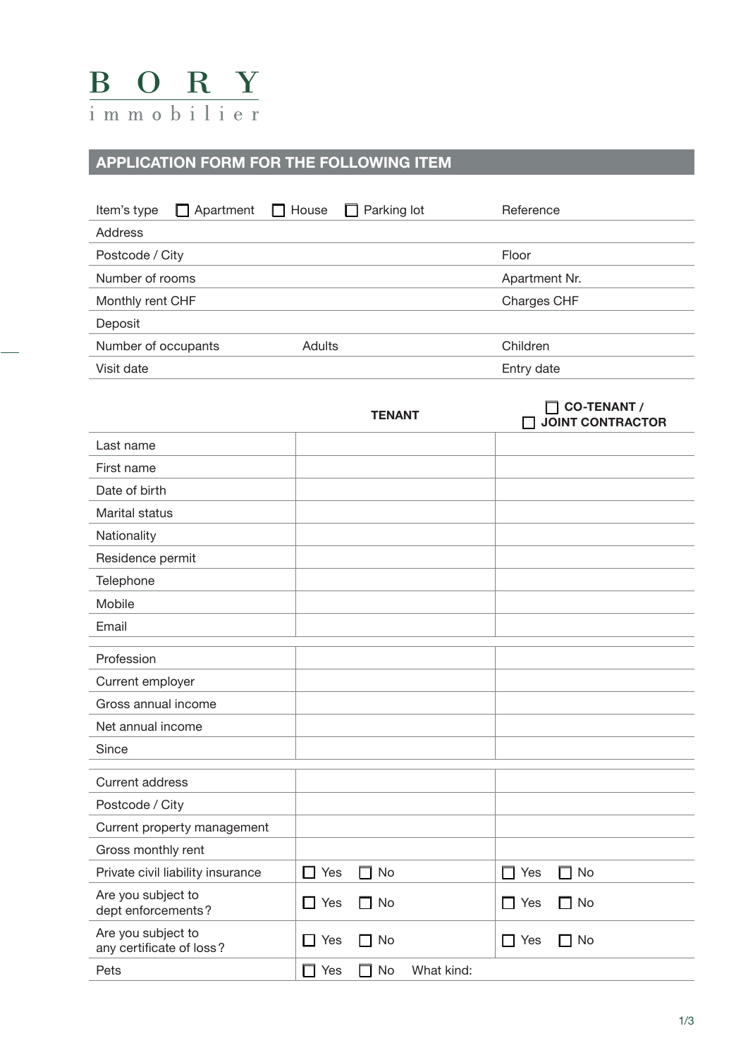# BORY immobilier

## APPLICATION FORM FOR THE FOLLOWING ITEM

| | | | |
|---|---|---|---|
| Item's type ☐ Apartment ☐ House ☐ Parking lot | | Reference | |
| Address | | | |
| Postcode / City | | Floor | |
| Number of rooms | | Apartment Nr. | |
| Monthly rent CHF | | Charges CHF | |
| Deposit | | | |
| Number of occupants | Adults | Children | |
| Visit date | | Entry date | |

| | TENANT | ☐ CO-TENANT / ☐ JOINT CONTRACTOR |
|---|---|---|
| Last name | | |
| First name | | |
| Date of birth | | |
| Marital status | | |
| Nationality | | |
| Residence permit | | |
| Telephone | | |
| Mobile | | |
| Email | | |
| Profession | | |
| Current employer | | |
| Gross annual income | | |
| Net annual income | | |
| Since | | |
| Current address | | |
| Postcode / City | | |
| Current property management | | |
| Gross monthly rent | | |
| Private civil liability insurance | ☐ Yes ☐ No | ☐ Yes ☐ No |
| Are you subject to dept enforcements? | ☐ Yes ☐ No | ☐ Yes ☐ No |
| Are you subject to any certificate of loss? | ☐ Yes ☐ No | ☐ Yes ☐ No |
| Pets | ☐ Yes ☐ No What kind: | |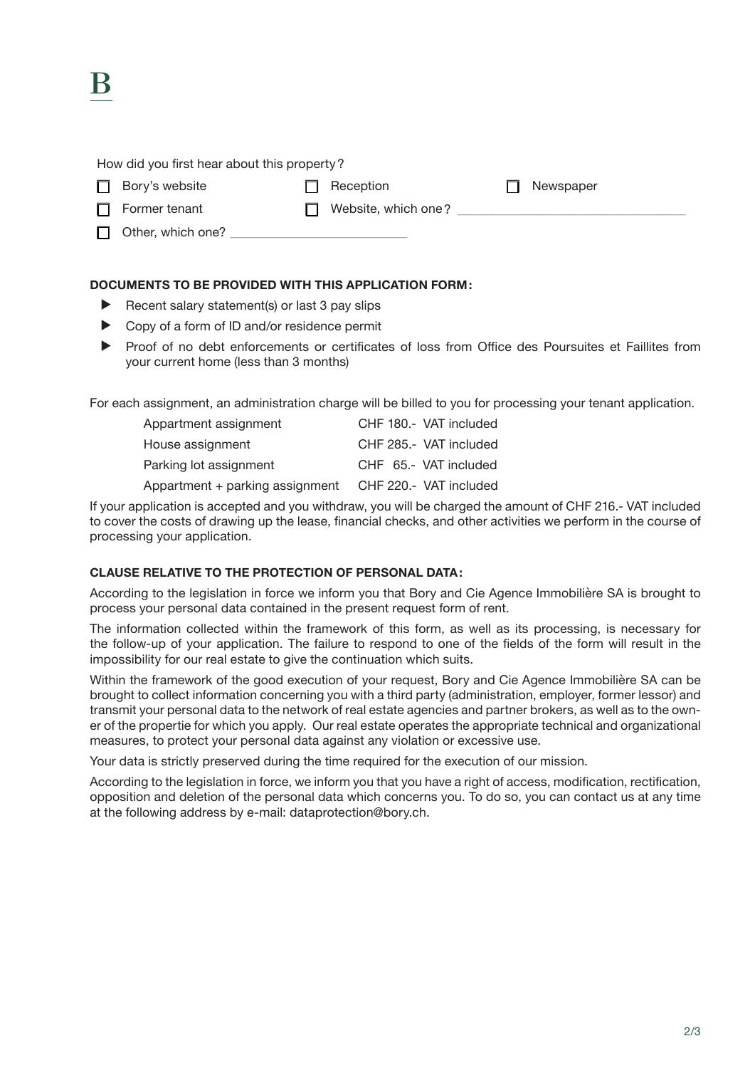How did you first hear about this property?

- ☐ Bory's website
- ☐ Reception
- ☐ Newspaper
- ☐ Former tenant
- ☐ Website, which one? ______________________
- ☐ Other, which one? ______________________

**DOCUMENTS TO BE PROVIDED WITH THIS APPLICATION FORM:**

- Recent salary statement(s) or last 3 pay slips
- Copy of a form of ID and/or residence permit
- Proof of no debt enforcements or certificates of loss from Office des Poursuites et Faillites from your current home (less than 3 months)

For each assignment, an administration charge will be billed to you for processing your tenant application.

| | |
|---|---|
| Appartment assignment | CHF 180.- VAT included |
| House assignment | CHF 285.- VAT included |
| Parking lot assignment | CHF 65.- VAT included |
| Appartment + parking assignment | CHF 220.- VAT included |

If your application is accepted and you withdraw, you will be charged the amount of CHF 216.- VAT included to cover the costs of drawing up the lease, financial checks, and other activities we perform in the course of processing your application.

**CLAUSE RELATIVE TO THE PROTECTION OF PERSONAL DATA:**

According to the legislation in force we inform you that Bory and Cie Agence Immobilière SA is brought to process your personal data contained in the present request form of rent.

The information collected within the framework of this form, as well as its processing, is necessary for the follow-up of your application. The failure to respond to one of the fields of the form will result in the impossibility for our real estate to give the continuation which suits.

Within the framework of the good execution of your request, Bory and Cie Agence Immobilière SA can be brought to collect information concerning you with a third party (administration, employer, former lessor) and transmit your personal data to the network of real estate agencies and partner brokers, as well as to the owner of the propertie for which you apply. Our real estate operates the appropriate technical and organizational measures, to protect your personal data against any violation or excessive use.

Your data is strictly preserved during the time required for the execution of our mission.

According to the legislation in force, we inform you that you have a right of access, modification, rectification, opposition and deletion of the personal data which concerns you. To do so, you can contact us at any time at the following address by e-mail: dataprotection@bory.ch.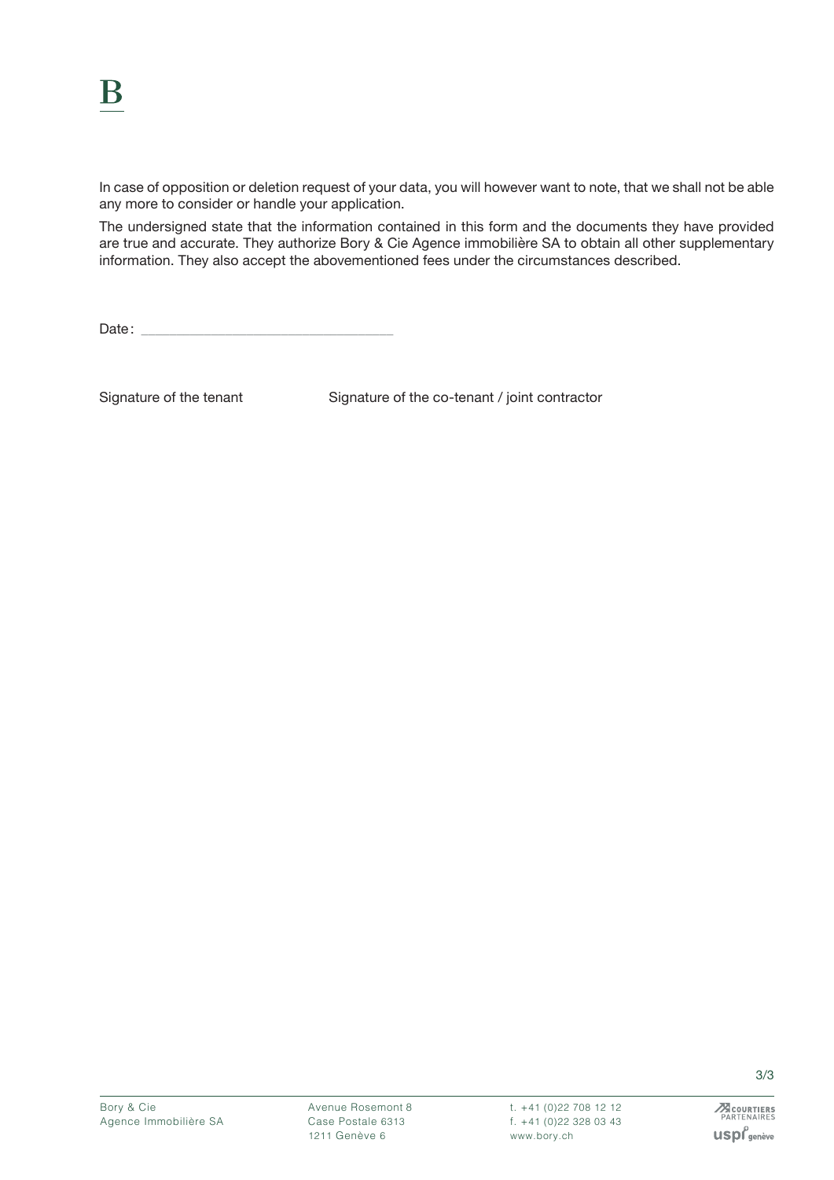In case of opposition or deletion request of your data, you will however want to note, that we shall not be able any more to consider or handle your application.

The undersigned state that the information contained in this form and the documents they have provided are true and accurate. They authorize Bory & Cie Agence immobilière SA to obtain all other supplementary information. They also accept the abovementioned fees under the circumstances described.

Date: ______________________________

Signature of the tenant          Signature of the co-tenant / joint contractor